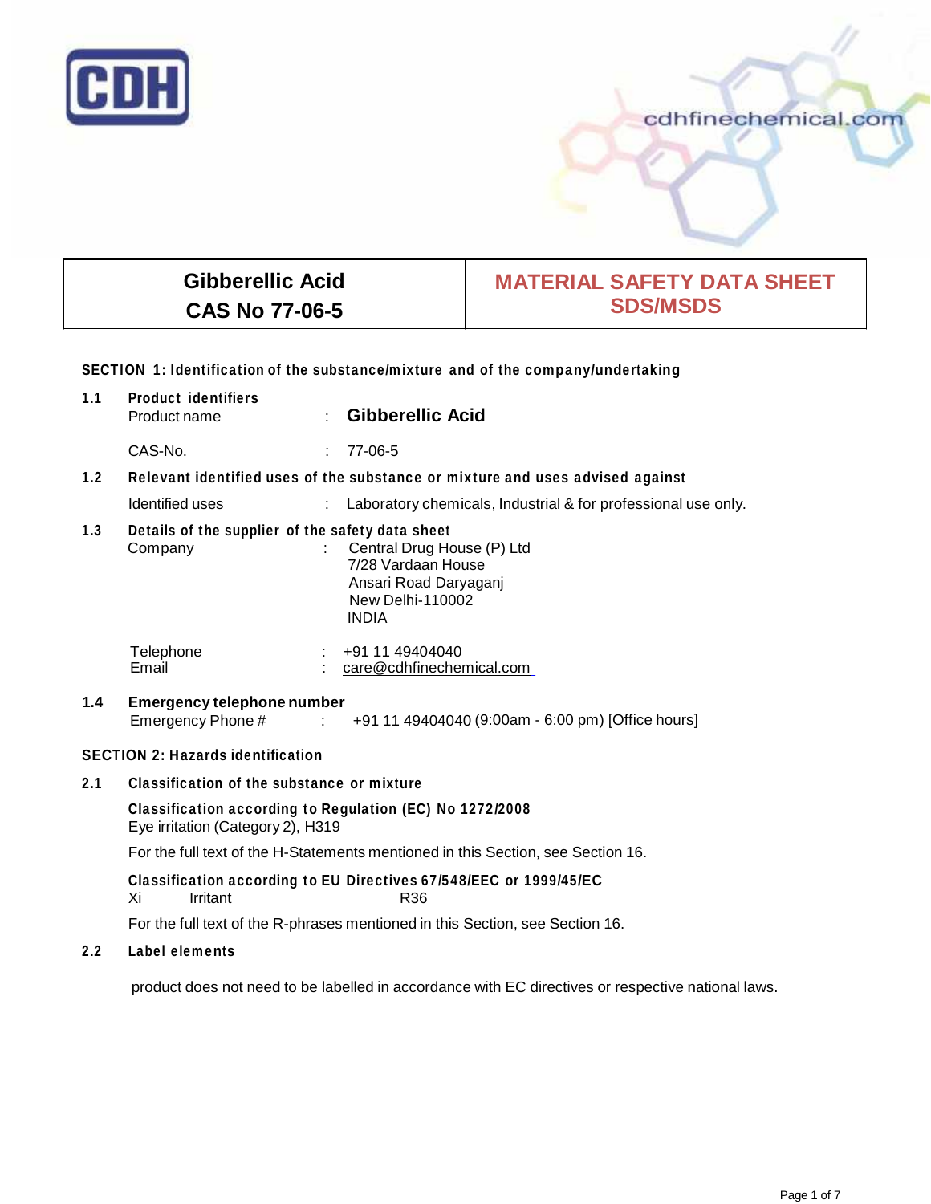CDH

cdhfinechemical.com

| Gibberellic Acid<br>CAS No 77-06-5 | MATERIAL SAFETY DATA SHEET<br>SDS/MSDS |
|---|---|

## SECTION 1: Identification of the substance/mixture and of the company/undertaking

**1.1 Product identifiers**

Product name : **Gibberellic Acid**

CAS-No. : 77-06-5

**1.2 Relevant identified uses of the substance or mixture and uses advised against**

Identified uses : Laboratory chemicals, Industrial & for professional use only.

**1.3 Details of the supplier of the safety data sheet**

Company : Central Drug House (P) Ltd
7/28 Vardaan House
Ansari Road Daryaganj
New Delhi-110002
INDIA

Telephone : +91 11 49404040
Email : care@cdhfinechemical.com

**1.4 Emergency telephone number**

Emergency Phone # : +91 11 49404040 (9:00am - 6:00 pm) [Office hours]

## SECTION 2: Hazards identification

**2.1 Classification of the substance or mixture**

**Classification according to Regulation (EC) No 1272/2008**
Eye irritation (Category 2), H319

For the full text of the H-Statements mentioned in this Section, see Section 16.

**Classification according to EU Directives 67/548/EEC or 1999/45/EC**
Xi Irritant R36

For the full text of the R-phrases mentioned in this Section, see Section 16.

**2.2 Label elements**

product does not need to be labelled in accordance with EC directives or respective national laws.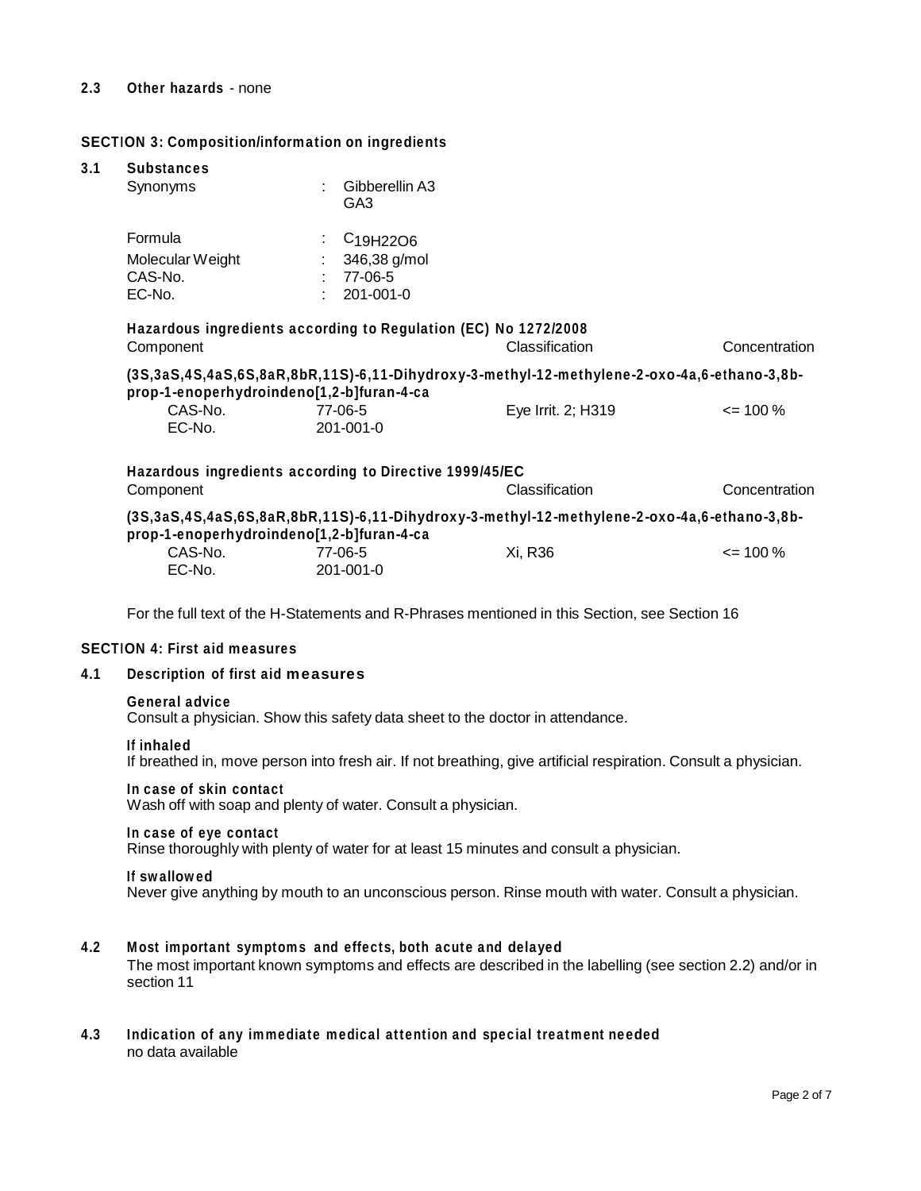### 2.3 Other hazards - none

## SECTION 3: Composition/information on ingredients

### 3.1 Substances

| | | |
|---|---|---|
| Synonyms | : | Gibberellin A3<br>GA3 |
| Formula | : | $C_{19}H_{22}O_6$ |
| Molecular Weight | : | 346,38 g/mol |
| CAS-No. | : | 77-06-5 |
| EC-No. | : | 201-001-0 |

**Hazardous ingredients according to Regulation (EC) No 1272/2008**

| Component | | Classification | Concentration |
|---|---|---|---|
| **(3S,3aS,4S,4aS,6S,8aR,8bR,11S)-6,11-Dihydroxy-3-methyl-12-methylene-2-oxo-4a,6-ethano-3,8b-prop-1-enoperhydroindeno[1,2-b]furan-4-ca** | | | |
| CAS-No.<br>EC-No. | 77-06-5<br>201-001-0 | Eye Irrit. 2; H319 | <= 100 % |

**Hazardous ingredients according to Directive 1999/45/EC**

| Component | | Classification | Concentration |
|---|---|---|---|
| **(3S,3aS,4S,4aS,6S,8aR,8bR,11S)-6,11-Dihydroxy-3-methyl-12-methylene-2-oxo-4a,6-ethano-3,8b-prop-1-enoperhydroindeno[1,2-b]furan-4-ca** | | | |
| CAS-No.<br>EC-No. | 77-06-5<br>201-001-0 | Xi, R36 | <= 100 % |

For the full text of the H-Statements and R-Phrases mentioned in this Section, see Section 16

## SECTION 4: First aid measures

### 4.1 Description of first aid measures

**General advice**
Consult a physician. Show this safety data sheet to the doctor in attendance.

**If inhaled**
If breathed in, move person into fresh air. If not breathing, give artificial respiration. Consult a physician.

**In case of skin contact**
Wash off with soap and plenty of water. Consult a physician.

**In case of eye contact**
Rinse thoroughly with plenty of water for at least 15 minutes and consult a physician.

**If swallowed**
Never give anything by mouth to an unconscious person. Rinse mouth with water. Consult a physician.

### 4.2 Most important symptoms and effects, both acute and delayed

The most important known symptoms and effects are described in the labelling (see section 2.2) and/or in section 11

### 4.3 Indication of any immediate medical attention and special treatment needed

no data available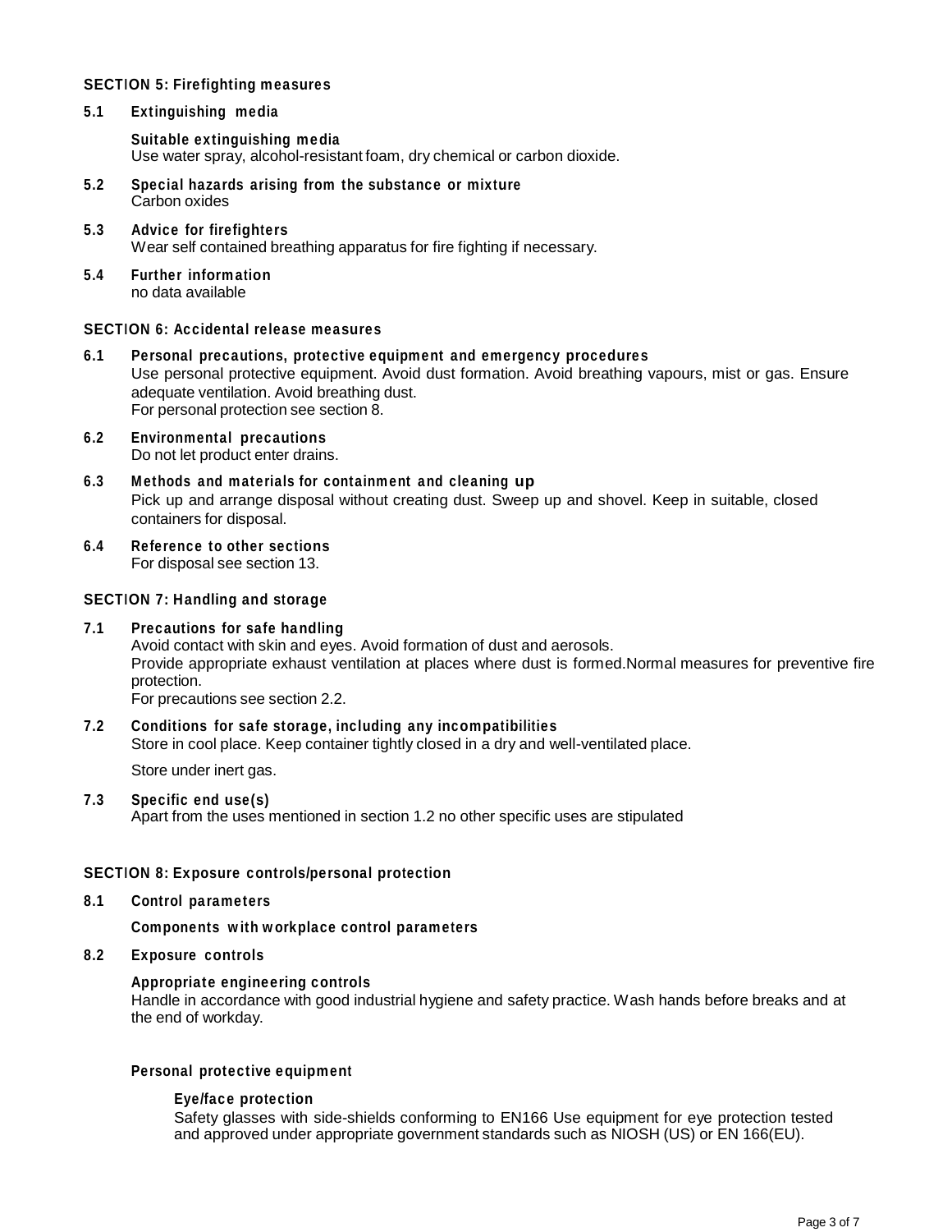## SECTION 5: Firefighting measures

### 5.1 Extinguishing media

**Suitable extinguishing media**
Use water spray, alcohol-resistant foam, dry chemical or carbon dioxide.

### 5.2 Special hazards arising from the substance or mixture

Carbon oxides

### 5.3 Advice for firefighters

Wear self contained breathing apparatus for fire fighting if necessary.

### 5.4 Further information

no data available

## SECTION 6: Accidental release measures

### 6.1 Personal precautions, protective equipment and emergency procedures

Use personal protective equipment. Avoid dust formation. Avoid breathing vapours, mist or gas. Ensure adequate ventilation. Avoid breathing dust.
For personal protection see section 8.

### 6.2 Environmental precautions

Do not let product enter drains.

### 6.3 Methods and materials for containment and cleaning up

Pick up and arrange disposal without creating dust. Sweep up and shovel. Keep in suitable, closed containers for disposal.

### 6.4 Reference to other sections

For disposal see section 13.

## SECTION 7: Handling and storage

### 7.1 Precautions for safe handling

Avoid contact with skin and eyes. Avoid formation of dust and aerosols.
Provide appropriate exhaust ventilation at places where dust is formed.Normal measures for preventive fire protection.
For precautions see section 2.2.

### 7.2 Conditions for safe storage, including any incompatibilities

Store in cool place. Keep container tightly closed in a dry and well-ventilated place.

Store under inert gas.

### 7.3 Specific end use(s)

Apart from the uses mentioned in section 1.2 no other specific uses are stipulated

## SECTION 8: Exposure controls/personal protection

### 8.1 Control parameters

**Components with workplace control parameters**

### 8.2 Exposure controls

**Appropriate engineering controls**
Handle in accordance with good industrial hygiene and safety practice. Wash hands before breaks and at the end of workday.

**Personal protective equipment**

**Eye/face protection**
Safety glasses with side-shields conforming to EN166 Use equipment for eye protection tested and approved under appropriate government standards such as NIOSH (US) or EN 166(EU).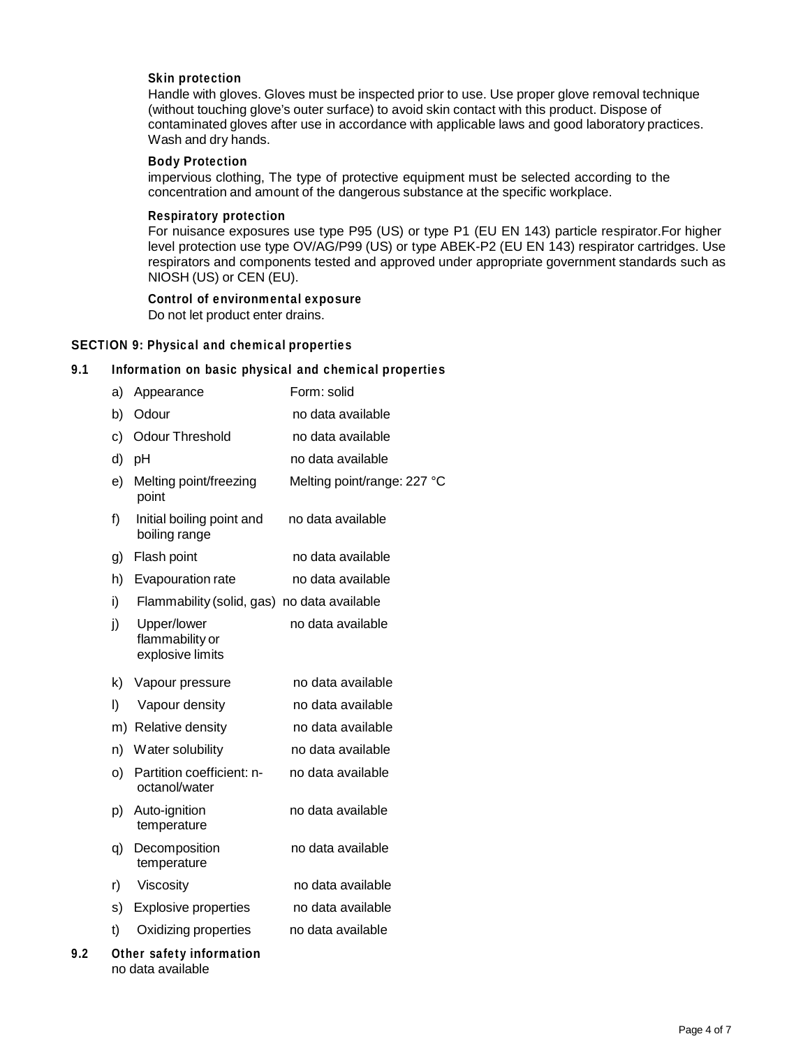**Skin protection**

Handle with gloves. Gloves must be inspected prior to use. Use proper glove removal technique (without touching glove's outer surface) to avoid skin contact with this product. Dispose of contaminated gloves after use in accordance with applicable laws and good laboratory practices. Wash and dry hands.

**Body Protection**

impervious clothing, The type of protective equipment must be selected according to the concentration and amount of the dangerous substance at the specific workplace.

**Respiratory protection**

For nuisance exposures use type P95 (US) or type P1 (EU EN 143) particle respirator.For higher level protection use type OV/AG/P99 (US) or type ABEK-P2 (EU EN 143) respirator cartridges. Use respirators and components tested and approved under appropriate government standards such as NIOSH (US) or CEN (EU).

**Control of environmental exposure**

Do not let product enter drains.

## SECTION 9: Physical and chemical properties

### 9.1 Information on basic physical and chemical properties

| | Property | Value |
|---|---|---|
| a) | Appearance | Form: solid |
| b) | Odour | no data available |
| c) | Odour Threshold | no data available |
| d) | pH | no data available |
| e) | Melting point/freezing point | Melting point/range: 227 °C |
| f) | Initial boiling point and boiling range | no data available |
| g) | Flash point | no data available |
| h) | Evapouration rate | no data available |
| i) | Flammability (solid, gas) | no data available |
| j) | Upper/lower flammability or explosive limits | no data available |
| k) | Vapour pressure | no data available |
| l) | Vapour density | no data available |
| m) | Relative density | no data available |
| n) | Water solubility | no data available |
| o) | Partition coefficient: n-octanol/water | no data available |
| p) | Auto-ignition temperature | no data available |
| q) | Decomposition temperature | no data available |
| r) | Viscosity | no data available |
| s) | Explosive properties | no data available |
| t) | Oxidizing properties | no data available |

### 9.2 Other safety information

no data available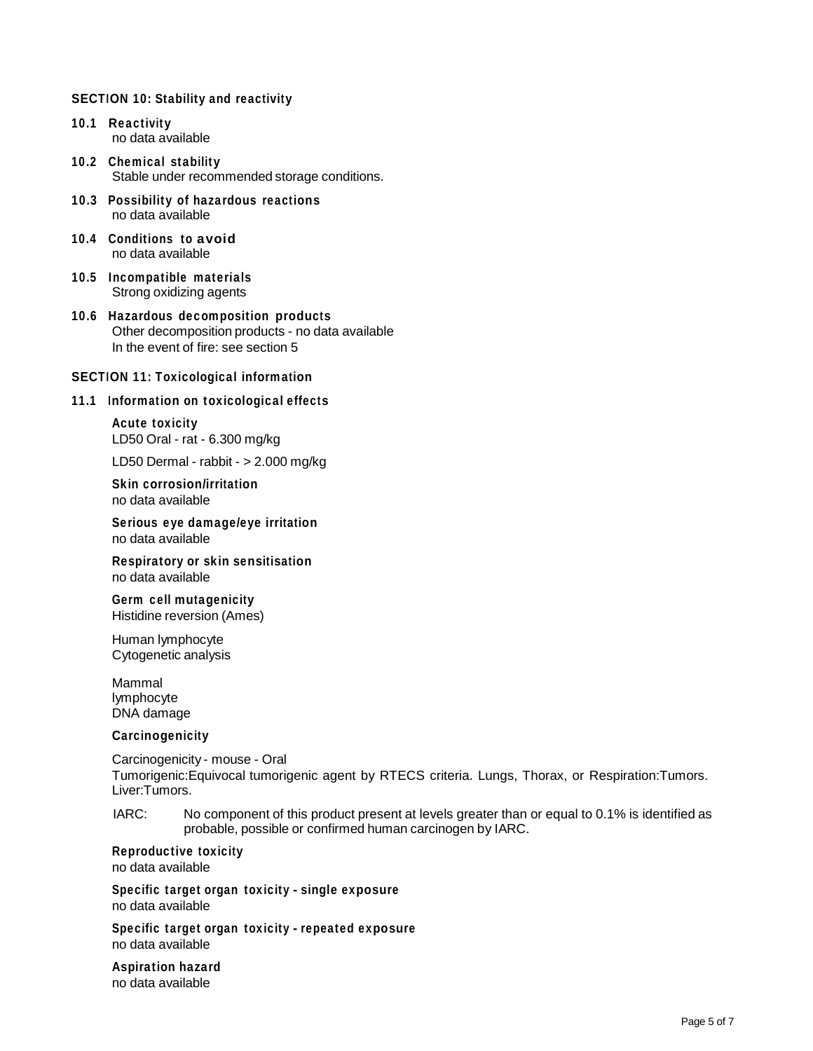## SECTION 10: Stability and reactivity

**10.1 Reactivity**
no data available

**10.2 Chemical stability**
Stable under recommended storage conditions.

**10.3 Possibility of hazardous reactions**
no data available

**10.4 Conditions to avoid**
no data available

**10.5 Incompatible materials**
Strong oxidizing agents

**10.6 Hazardous decomposition products**
Other decomposition products - no data available
In the event of fire: see section 5

## SECTION 11: Toxicological information

### 11.1 Information on toxicological effects

**Acute toxicity**
LD50 Oral - rat - 6.300 mg/kg

LD50 Dermal - rabbit - > 2.000 mg/kg

**Skin corrosion/irritation**
no data available

**Serious eye damage/eye irritation**
no data available

**Respiratory or skin sensitisation**
no data available

**Germ cell mutagenicity**
Histidine reversion (Ames)

Human lymphocyte
Cytogenetic analysis

Mammal
lymphocyte
DNA damage

**Carcinogenicity**

Carcinogenicity - mouse - Oral
Tumorigenic:Equivocal tumorigenic agent by RTECS criteria. Lungs, Thorax, or Respiration:Tumors. Liver:Tumors.

IARC: No component of this product present at levels greater than or equal to 0.1% is identified as probable, possible or confirmed human carcinogen by IARC.

**Reproductive toxicity**
no data available

**Specific target organ toxicity - single exposure**
no data available

**Specific target organ toxicity - repeated exposure**
no data available

**Aspiration hazard**
no data available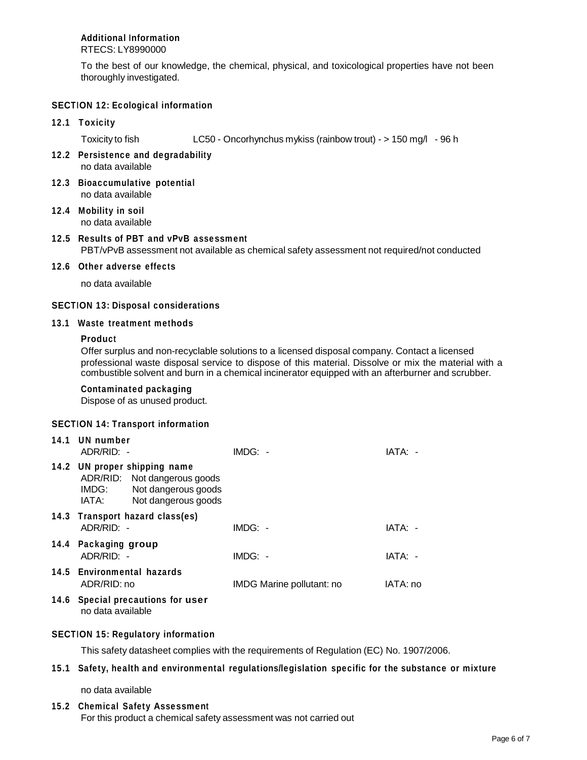**Additional Information**
RTECS: LY8990000

To the best of our knowledge, the chemical, physical, and toxicological properties have not been thoroughly investigated.

## SECTION 12: Ecological information

### 12.1 Toxicity

Toxicity to fish — LC50 - Oncorhynchus mykiss (rainbow trout) - > 150 mg/l - 96 h

### 12.2 Persistence and degradability

no data available

### 12.3 Bioaccumulative potential

no data available

### 12.4 Mobility in soil

no data available

### 12.5 Results of PBT and vPvB assessment

PBT/vPvB assessment not available as chemical safety assessment not required/not conducted

### 12.6 Other adverse effects

no data available

## SECTION 13: Disposal considerations

### 13.1 Waste treatment methods

**Product**
Offer surplus and non-recyclable solutions to a licensed disposal company. Contact a licensed professional waste disposal service to dispose of this material. Dissolve or mix the material with a combustible solvent and burn in a chemical incinerator equipped with an afterburner and scrubber.

**Contaminated packaging**
Dispose of as unused product.

## SECTION 14: Transport information

### 14.1 UN number

| ADR/RID: - | IMDG: - | IATA: - |
|---|---|---|

### 14.2 UN proper shipping name

ADR/RID: Not dangerous goods
IMDG: Not dangerous goods
IATA: Not dangerous goods

### 14.3 Transport hazard class(es)

| ADR/RID: - | IMDG: - | IATA: - |
|---|---|---|

### 14.4 Packaging group

| ADR/RID: - | IMDG: - | IATA: - |
|---|---|---|

### 14.5 Environmental hazards

| ADR/RID: no | IMDG Marine pollutant: no | IATA: no |
|---|---|---|

### 14.6 Special precautions for user

no data available

## SECTION 15: Regulatory information

This safety datasheet complies with the requirements of Regulation (EC) No. 1907/2006.

### 15.1 Safety, health and environmental regulations/legislation specific for the substance or mixture

no data available

### 15.2 Chemical Safety Assessment

For this product a chemical safety assessment was not carried out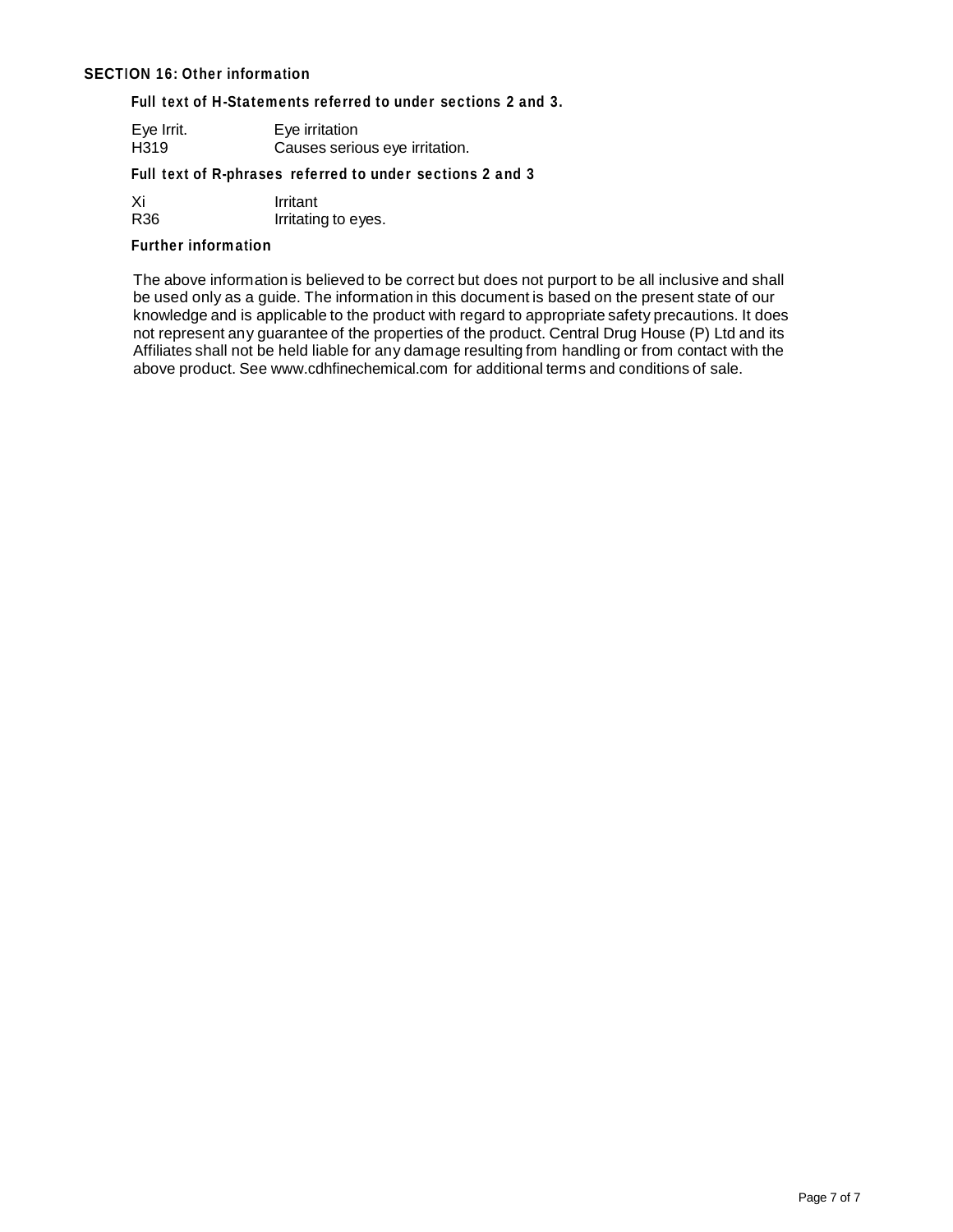## SECTION 16: Other information

### Full text of H-Statements referred to under sections 2 and 3.

| | |
|---|---|
| Eye Irrit. | Eye irritation |
| H319 | Causes serious eye irritation. |

### Full text of R-phrases referred to under sections 2 and 3

| | |
|---|---|
| Xi | Irritant |
| R36 | Irritating to eyes. |

### Further information

The above information is believed to be correct but does not purport to be all inclusive and shall be used only as a guide. The information in this document is based on the present state of our knowledge and is applicable to the product with regard to appropriate safety precautions. It does not represent any guarantee of the properties of the product. Central Drug House (P) Ltd and its Affiliates shall not be held liable for any damage resulting from handling or from contact with the above product. See www.cdhfinechemical.com for additional terms and conditions of sale.